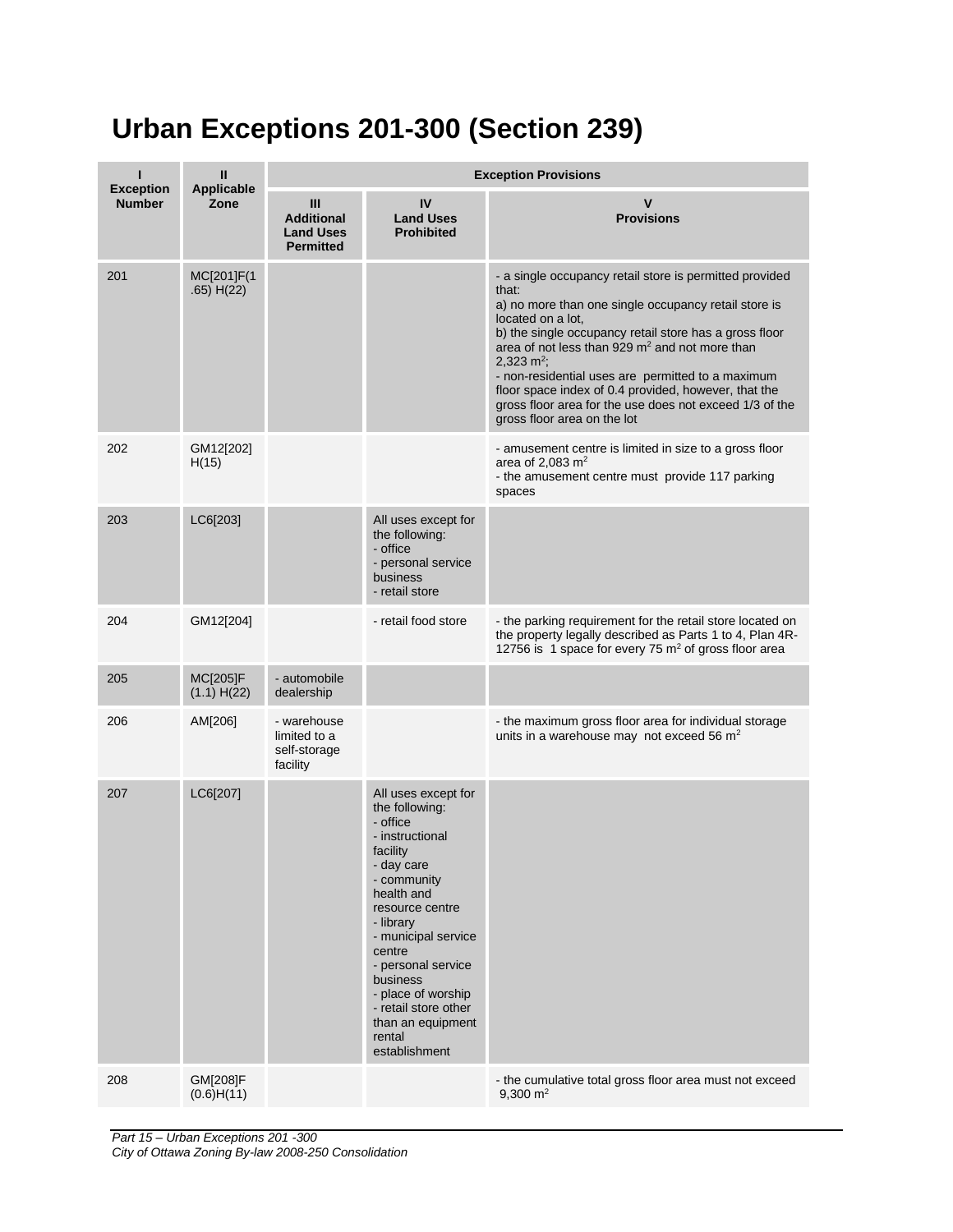# Urban Exceptions 201-300 (Section 239)

| I<br>Exception Number | II<br>Applicable Zone | Exception Provisions | | |
|---|---|---|---|---|
| | | III<br>Additional Land Uses Permitted | IV<br>Land Uses Prohibited | V<br>Provisions |
| 201 | MC[201]F(1.65) H(22) | | | - a single occupancy retail store is permitted provided that:<br>a) no more than one single occupancy retail store is located on a lot,<br>b) the single occupancy retail store has a gross floor area of not less than 929 m$^2$ and not more than 2,323 m$^2$;<br>- non-residential uses are permitted to a maximum floor space index of 0.4 provided, however, that the gross floor area for the use does not exceed 1/3 of the gross floor area on the lot |
| 202 | GM12[202] H(15) | | | - amusement centre is limited in size to a gross floor area of 2,083 m$^2$<br>- the amusement centre must provide 117 parking spaces |
| 203 | LC6[203] | | All uses except for the following:<br>- office<br>- personal service business<br>- retail store | |
| 204 | GM12[204] | | - retail food store | - the parking requirement for the retail store located on the property legally described as Parts 1 to 4, Plan 4R-12756 is 1 space for every 75 m$^2$ of gross floor area |
| 205 | MC[205]F (1.1) H(22) | - automobile dealership | | |
| 206 | AM[206] | - warehouse limited to a self-storage facility | | - the maximum gross floor area for individual storage units in a warehouse may not exceed 56 m$^2$ |
| 207 | LC6[207] | | All uses except for the following:<br>- office<br>- instructional facility<br>- day care<br>- community health and resource centre<br>- library<br>- municipal service centre<br>- personal service business<br>- place of worship<br>- retail store other than an equipment rental establishment | |
| 208 | GM[208]F (0.6)H(11) | | | - the cumulative total gross floor area must not exceed 9,300 m$^2$ |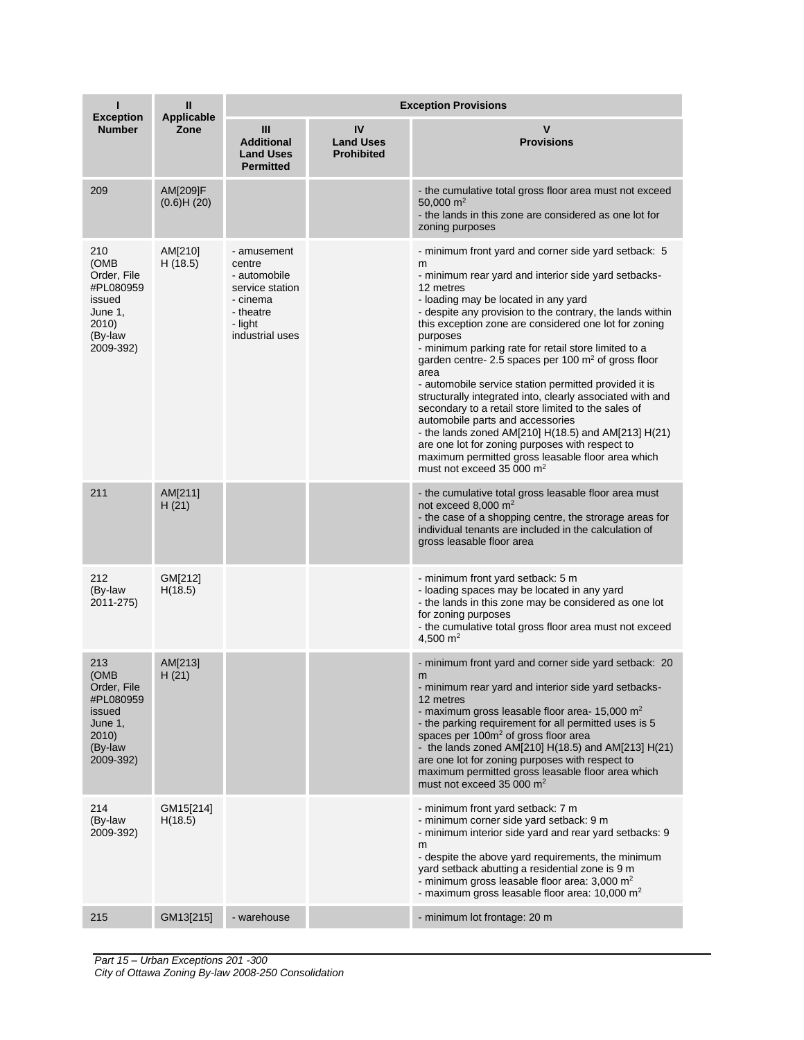| I<br>Exception Number | II<br>Applicable Zone | Exception Provisions | | |
|---|---|---|---|---|
| | | III<br>Additional Land Uses Permitted | IV<br>Land Uses Prohibited | V<br>Provisions |
| 209 | AM[209]F (0.6)H (20) | | | - the cumulative total gross floor area must not exceed 50,000 m$^2$<br>- the lands in this zone are considered as one lot for zoning purposes |
| 210 (OMB Order, File #PL080959 issued June 1, 2010) (By-law 2009-392) | AM[210] H (18.5) | - amusement centre<br>- automobile service station<br>- cinema<br>- theatre<br>- light industrial uses | | - minimum front yard and corner side yard setback: 5 m<br>- minimum rear yard and interior side yard setbacks- 12 metres<br>- loading may be located in any yard<br>- despite any provision to the contrary, the lands within this exception zone are considered one lot for zoning purposes<br>- minimum parking rate for retail store limited to a garden centre- 2.5 spaces per 100 m$^2$ of gross floor area<br>- automobile service station permitted provided it is structurally integrated into, clearly associated with and secondary to a retail store limited to the sales of automobile parts and accessories<br>- the lands zoned AM[210] H(18.5) and AM[213] H(21) are one lot for zoning purposes with respect to maximum permitted gross leasable floor area which must not exceed 35 000 m$^2$ |
| 211 | AM[211] H (21) | | | - the cumulative total gross leasable floor area must not exceed 8,000 m$^2$<br>- the case of a shopping centre, the strorage areas for individual tenants are included in the calculation of gross leasable floor area |
| 212 (By-law 2011-275) | GM[212] H(18.5) | | | - minimum front yard setback: 5 m<br>- loading spaces may be located in any yard<br>- the lands in this zone may be considered as one lot for zoning purposes<br>- the cumulative total gross floor area must not exceed 4,500 m$^2$ |
| 213 (OMB Order, File #PL080959 issued June 1, 2010) (By-law 2009-392) | AM[213] H (21) | | | - minimum front yard and corner side yard setback: 20 m<br>- minimum rear yard and interior side yard setbacks- 12 metres<br>- maximum gross leasable floor area- 15,000 m$^2$<br>- the parking requirement for all permitted uses is 5 spaces per 100m$^2$ of gross floor area<br>- the lands zoned AM[210] H(18.5) and AM[213] H(21) are one lot for zoning purposes with respect to maximum permitted gross leasable floor area which must not exceed 35 000 m$^2$ |
| 214 (By-law 2009-392) | GM15[214] H(18.5) | | | - minimum front yard setback: 7 m<br>- minimum corner side yard setback: 9 m<br>- minimum interior side yard and rear yard setbacks: 9 m<br>- despite the above yard requirements, the minimum yard setback abutting a residential zone is 9 m<br>- minimum gross leasable floor area: 3,000 m$^2$<br>- maximum gross leasable floor area: 10,000 m$^2$ |
| 215 | GM13[215] | - warehouse | | - minimum lot frontage: 20 m |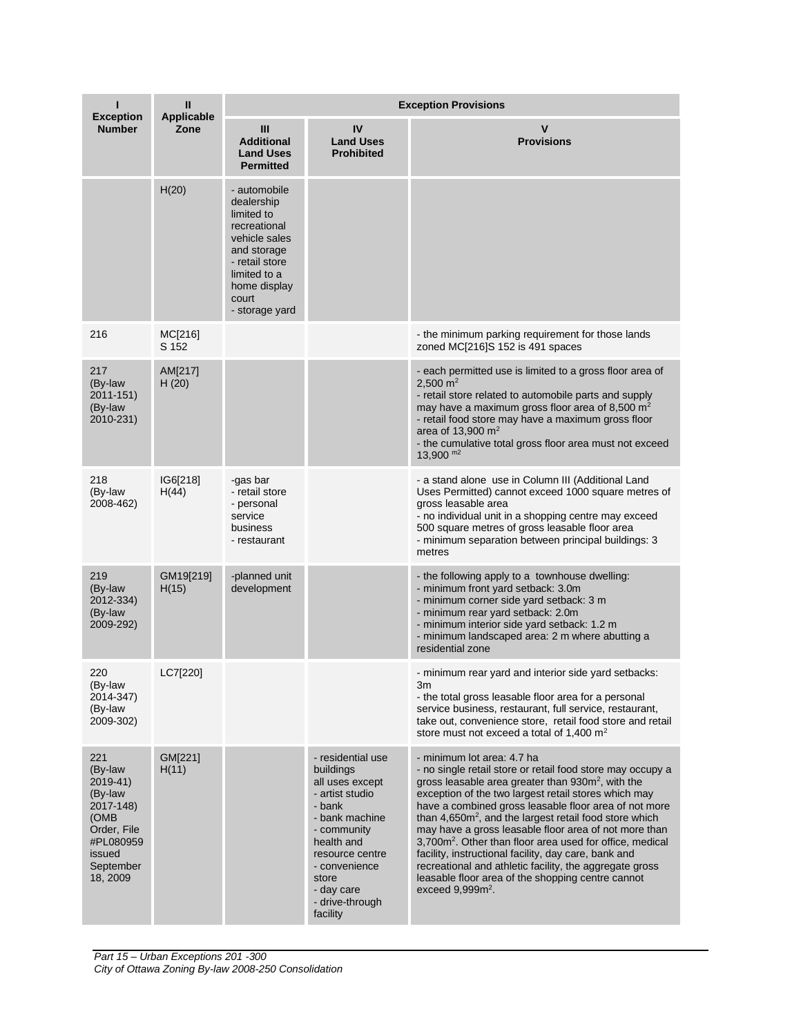| I<br>Exception Number | II<br>Applicable Zone | Exception Provisions | | |
|---|---|---|---|---|
| | | III<br>Additional Land Uses Permitted | IV<br>Land Uses Prohibited | V<br>Provisions |
| | H(20) | - automobile dealership limited to recreational vehicle sales and storage<br>- retail store limited to a home display court<br>- storage yard | | |
| 216 | MC[216] S 152 | | | - the minimum parking requirement for those lands zoned MC[216]S 152 is 491 spaces |
| 217 (By-law 2011-151) (By-law 2010-231) | AM[217] H (20) | | | - each permitted use is limited to a gross floor area of 2,500 m$^2$<br>- retail store related to automobile parts and supply may have a maximum gross floor area of 8,500 m$^2$<br>- retail food store may have a maximum gross floor area of 13,900 m$^2$<br>- the cumulative total gross floor area must not exceed 13,900 m$^2$ |
| 218 (By-law 2008-462) | IG6[218] H(44) | -gas bar<br>- retail store<br>- personal service business<br>- restaurant | | - a stand alone use in Column III (Additional Land Uses Permitted) cannot exceed 1000 square metres of gross leasable area<br>- no individual unit in a shopping centre may exceed 500 square metres of gross leasable floor area<br>- minimum separation between principal buildings: 3 metres |
| 219 (By-law 2012-334) (By-law 2009-292) | GM19[219] H(15) | -planned unit development | | - the following apply to a townhouse dwelling:<br>- minimum front yard setback: 3.0m<br>- minimum corner side yard setback: 3 m<br>- minimum rear yard setback: 2.0m<br>- minimum interior side yard setback: 1.2 m<br>- minimum landscaped area: 2 m where abutting a residential zone |
| 220 (By-law 2014-347) (By-law 2009-302) | LC7[220] | | | - minimum rear yard and interior side yard setbacks: 3m<br>- the total gross leasable floor area for a personal service business, restaurant, full service, restaurant, take out, convenience store, retail food store and retail store must not exceed a total of 1,400 m$^2$ |
| 221 (By-law 2019-41) (By-law 2017-148) (OMB Order, File #PL080959 issued September 18, 2009 | GM[221] H(11) | | - residential use buildings<br>all uses except<br>- artist studio<br>- bank<br>- bank machine<br>- community health and resource centre<br>- convenience store<br>- day care<br>- drive-through facility | - minimum lot area: 4.7 ha<br>- no single retail store or retail food store may occupy a gross leasable area greater than 930m$^2$, with the exception of the two largest retail stores which may have a combined gross leasable floor area of not more than 4,650m$^2$, and the largest retail food store which may have a gross leasable floor area of not more than 3,700m$^2$. Other than floor area used for office, medical facility, instructional facility, day care, bank and recreational and athletic facility, the aggregate gross leasable floor area of the shopping centre cannot exceed 9,999m$^2$. |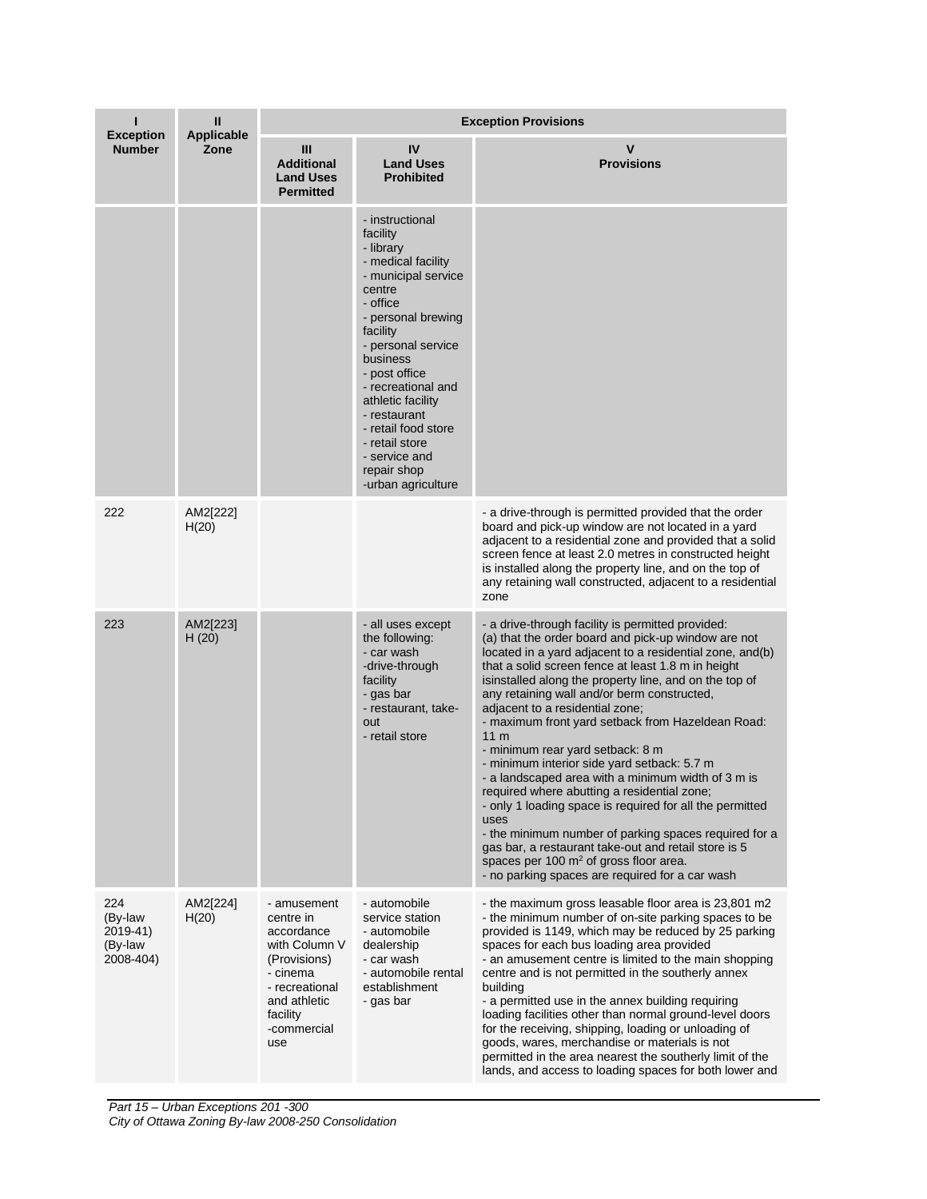| I<br>Exception Number | II<br>Applicable Zone | Exception Provisions | | |
|---|---|---|---|---|
| | | III<br>Additional Land Uses Permitted | IV<br>Land Uses Prohibited | V<br>Provisions |
| | | | - instructional facility<br>- library<br>- medical facility<br>- municipal service centre<br>- office<br>- personal brewing facility<br>- personal service business<br>- post office<br>- recreational and athletic facility<br>- restaurant<br>- retail food store<br>- retail store<br>- service and repair shop<br>-urban agriculture | |
| 222 | AM2[222] H(20) | | | - a drive-through is permitted provided that the order board and pick-up window are not located in a yard adjacent to a residential zone and provided that a solid screen fence at least 2.0 metres in constructed height is installed along the property line, and on the top of any retaining wall constructed, adjacent to a residential zone |
| 223 | AM2[223] H (20) | | - all uses except the following:<br>- car wash<br>-drive-through facility<br>- gas bar<br>- restaurant, take-out<br>- retail store | - a drive-through facility is permitted provided:<br>(a) that the order board and pick-up window are not located in a yard adjacent to a residential zone, and(b) that a solid screen fence at least 1.8 m in height isinstalled along the property line, and on the top of any retaining wall and/or berm constructed, adjacent to a residential zone;<br>- maximum front yard setback from Hazeldean Road: 11 m<br>- minimum rear yard setback: 8 m<br>- minimum interior side yard setback: 5.7 m<br>- a landscaped area with a minimum width of 3 m is required where abutting a residential zone;<br>- only 1 loading space is required for all the permitted uses<br>- the minimum number of parking spaces required for a gas bar, a restaurant take-out and retail store is 5 spaces per 100 m$^2$ of gross floor area.<br>- no parking spaces are required for a car wash |
| 224 (By-law 2019-41) (By-law 2008-404) | AM2[224] H(20) | - amusement centre in accordance with Column V (Provisions)<br>- cinema<br>- recreational and athletic facility<br>-commercial use | - automobile service station<br>- automobile dealership<br>- car wash<br>- automobile rental establishment<br>- gas bar | - the maximum gross leasable floor area is 23,801 m2<br>- the minimum number of on-site parking spaces to be provided is 1149, which may be reduced by 25 parking spaces for each bus loading area provided<br>- an amusement centre is limited to the main shopping centre and is not permitted in the southerly annex building<br>- a permitted use in the annex building requiring loading facilities other than normal ground-level doors for the receiving, shipping, loading or unloading of goods, wares, merchandise or materials is not permitted in the area nearest the southerly limit of the lands, and access to loading spaces for both lower and |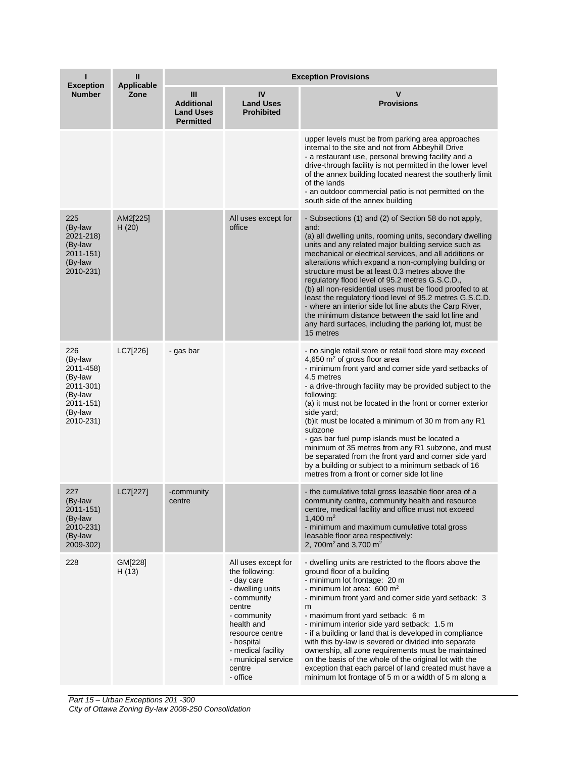| I<br>Exception Number | II<br>Applicable Zone | Exception Provisions | | |
|---|---|---|---|---|
| | | III<br>Additional Land Uses Permitted | IV<br>Land Uses Prohibited | V<br>Provisions |
| | | | | upper levels must be from parking area approaches internal to the site and not from Abbeyhill Drive<br>- a restaurant use, personal brewing facility and a drive-through facility is not permitted in the lower level of the annex building located nearest the southerly limit of the lands<br>- an outdoor commercial patio is not permitted on the south side of the annex building |
| 225<br>(By-law 2021-218)<br>(By-law 2011-151)<br>(By-law 2010-231) | AM2[225] H (20) | | All uses except for office | - Subsections (1) and (2) of Section 58 do not apply, and:<br>(a) all dwelling units, rooming units, secondary dwelling units and any related major building service such as mechanical or electrical services, and all additions or alterations which expand a non-complying building or structure must be at least 0.3 metres above the regulatory flood level of 95.2 metres G.S.C.D.,<br>(b) all non-residential uses must be flood proofed to at least the regulatory flood level of 95.2 metres G.S.C.D.<br>- where an interior side lot line abuts the Carp River, the minimum distance between the said lot line and any hard surfaces, including the parking lot, must be 15 metres |
| 226<br>(By-law 2011-458)<br>(By-law 2011-301)<br>(By-law 2011-151)<br>(By-law 2010-231) | LC7[226] | - gas bar | | - no single retail store or retail food store may exceed 4,650 m² of gross floor area<br>- minimum front yard and corner side yard setbacks of 4.5 metres<br>- a drive-through facility may be provided subject to the following:<br>(a) it must not be located in the front or corner exterior side yard;<br>(b)it must be located a minimum of 30 m from any R1 subzone<br>- gas bar fuel pump islands must be located a minimum of 35 metres from any R1 subzone, and must be separated from the front yard and corner side yard by a building or subject to a minimum setback of 16 metres from a front or corner side lot line |
| 227<br>(By-law 2011-151)<br>(By-law 2010-231)<br>(By-law 2009-302) | LC7[227] | -community centre | | - the cumulative total gross leasable floor area of a community centre, community health and resource centre, medical facility and office must not exceed 1,400 m²<br>- minimum and maximum cumulative total gross leasable floor area respectively:<br>2, 700m² and 3,700 m² |
| 228 | GM[228] H (13) | | All uses except for the following:<br>- day care<br>- dwelling units<br>- community centre<br>- community health and resource centre<br>- hospital<br>- medical facility<br>- municipal service centre<br>- office | - dwelling units are restricted to the floors above the ground floor of a building<br>- minimum lot frontage: 20 m<br>- minimum lot area: 600 m²<br>- minimum front yard and corner side yard setback: 3 m<br>- maximum front yard setback: 6 m<br>- minimum interior side yard setback: 1.5 m<br>- if a building or land that is developed in compliance with this by-law is severed or divided into separate ownership, all zone requirements must be maintained on the basis of the whole of the original lot with the exception that each parcel of land created must have a minimum lot frontage of 5 m or a width of 5 m along a |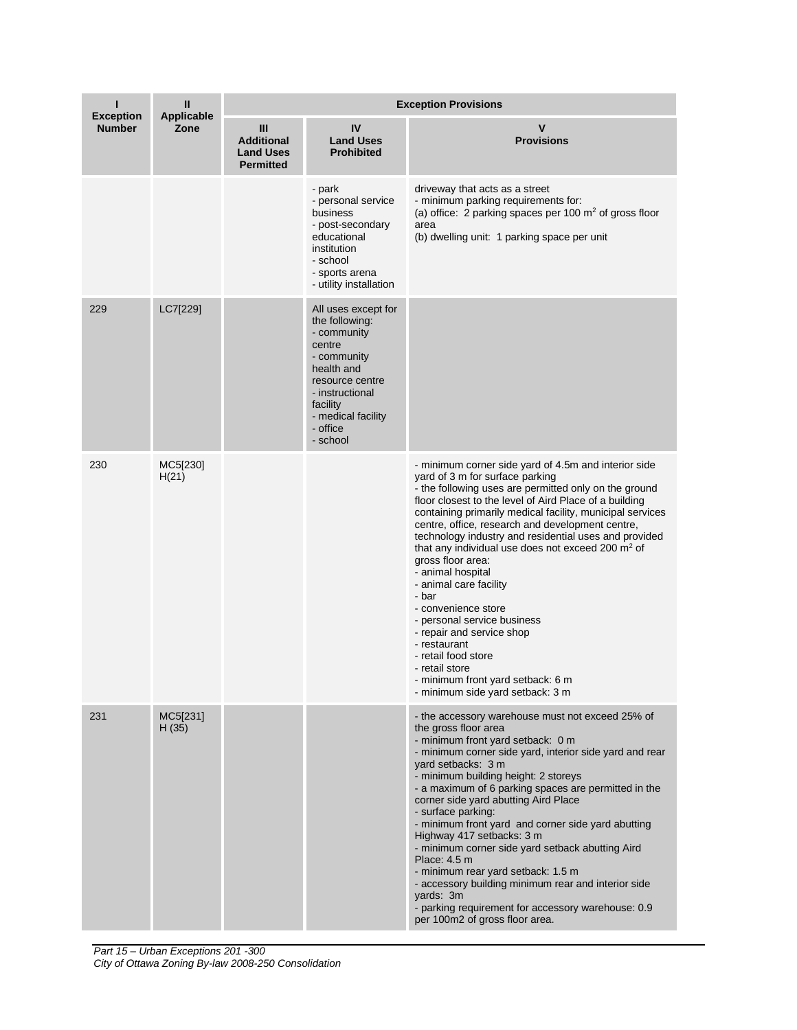| I<br>Exception Number | II<br>Applicable Zone | Exception Provisions | | |
|---|---|---|---|---|
| | | III<br>Additional Land Uses Permitted | IV<br>Land Uses Prohibited | V<br>Provisions |
| | | | - park<br>- personal service business<br>- post-secondary educational institution<br>- school<br>- sports arena<br>- utility installation | driveway that acts as a street<br>- minimum parking requirements for:<br>(a) office: 2 parking spaces per 100 m$^2$ of gross floor area<br>(b) dwelling unit: 1 parking space per unit |
| 229 | LC7[229] | | All uses except for the following:<br>- community centre<br>- community health and resource centre<br>- instructional facility<br>- medical facility<br>- office<br>- school | |
| 230 | MC5[230] H(21) | | | - minimum corner side yard of 4.5m and interior side yard of 3 m for surface parking<br>- the following uses are permitted only on the ground floor closest to the level of Aird Place of a building containing primarily medical facility, municipal services centre, office, research and development centre, technology industry and residential uses and provided that any individual use does not exceed 200 m$^2$ of gross floor area:<br>- animal hospital<br>- animal care facility<br>- bar<br>- convenience store<br>- personal service business<br>- repair and service shop<br>- restaurant<br>- retail food store<br>- retail store<br>- minimum front yard setback: 6 m<br>- minimum side yard setback: 3 m |
| 231 | MC5[231] H (35) | | | - the accessory warehouse must not exceed 25% of the gross floor area<br>- minimum front yard setback: 0 m<br>- minimum corner side yard, interior side yard and rear yard setbacks: 3 m<br>- minimum building height: 2 storeys<br>- a maximum of 6 parking spaces are permitted in the corner side yard abutting Aird Place<br>- surface parking:<br>- minimum front yard and corner side yard abutting Highway 417 setbacks: 3 m<br>- minimum corner side yard setback abutting Aird Place: 4.5 m<br>- minimum rear yard setback: 1.5 m<br>- accessory building minimum rear and interior side yards: 3m<br>- parking requirement for accessory warehouse: 0.9 per 100m2 of gross floor area. |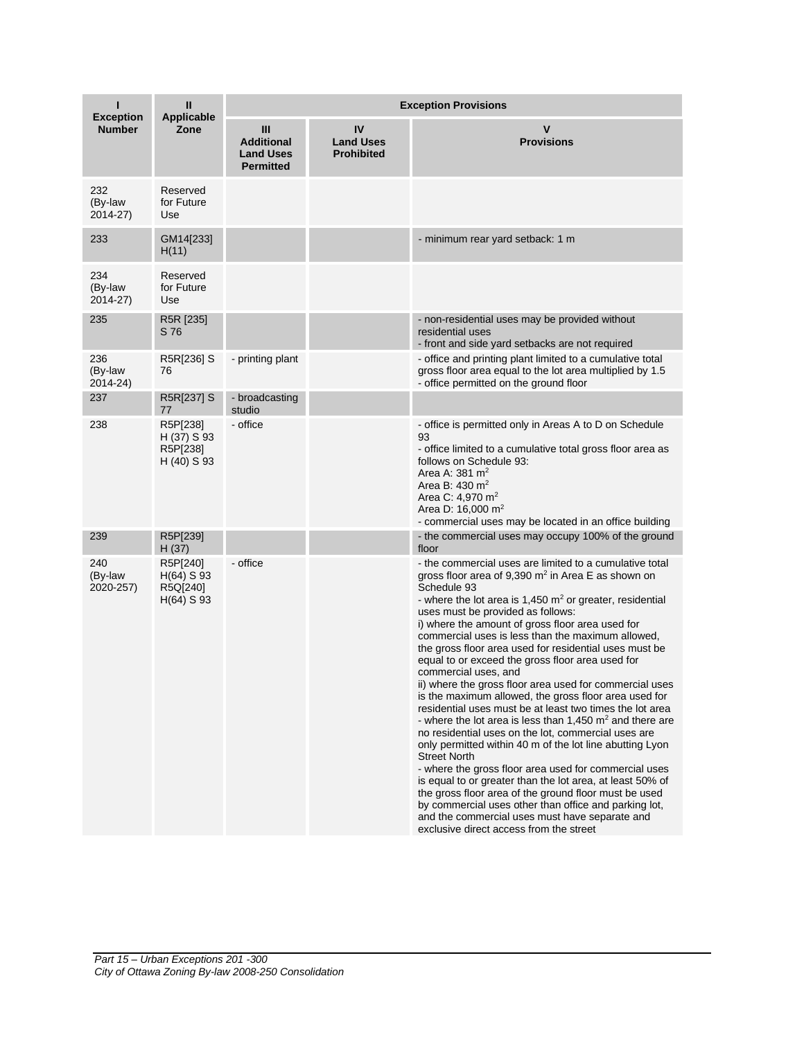| I<br>Exception Number | II<br>Applicable Zone | Exception Provisions | | |
|---|---|---|---|---|
| | | III<br>Additional Land Uses Permitted | IV<br>Land Uses Prohibited | V<br>Provisions |
| 232<br>(By-law 2014-27) | Reserved for Future Use | | | |
| 233 | GM14[233] H(11) | | | - minimum rear yard setback: 1 m |
| 234<br>(By-law 2014-27) | Reserved for Future Use | | | |
| 235 | R5R [235] S 76 | | | - non-residential uses may be provided without residential uses<br>- front and side yard setbacks are not required |
| 236<br>(By-law 2014-24) | R5R[236] S 76 | - printing plant | | - office and printing plant limited to a cumulative total gross floor area equal to the lot area multiplied by 1.5<br>- office permitted on the ground floor |
| 237 | R5R[237] S 77 | - broadcasting studio | | |
| 238 | R5P[238] H (37) S 93<br>R5P[238] H (40) S 93 | - office | | - office is permitted only in Areas A to D on Schedule 93<br>- office limited to a cumulative total gross floor area as follows on Schedule 93:<br>Area A: 381 $m^2$<br>Area B: 430 $m^2$<br>Area C: 4,970 $m^2$<br>Area D: 16,000 $m^2$<br>- commercial uses may be located in an office building |
| 239 | R5P[239] H (37) | | | - the commercial uses may occupy 100% of the ground floor |
| 240<br>(By-law 2020-257) | R5P[240] H(64) S 93<br>R5Q[240] H(64) S 93 | - office | | - the commercial uses are limited to a cumulative total gross floor area of 9,390 $m^2$ in Area E as shown on Schedule 93<br>- where the lot area is 1,450 $m^2$ or greater, residential uses must be provided as follows:<br>i) where the amount of gross floor area used for commercial uses is less than the maximum allowed, the gross floor area used for residential uses must be equal to or exceed the gross floor area used for commercial uses, and<br>ii) where the gross floor area used for commercial uses is the maximum allowed, the gross floor area used for residential uses must be at least two times the lot area<br>- where the lot area is less than 1,450 $m^2$ and there are no residential uses on the lot, commercial uses are only permitted within 40 m of the lot line abutting Lyon Street North<br>- where the gross floor area used for commercial uses is equal to or greater than the lot area, at least 50% of the gross floor area of the ground floor must be used by commercial uses other than office and parking lot, and the commercial uses must have separate and exclusive direct access from the street |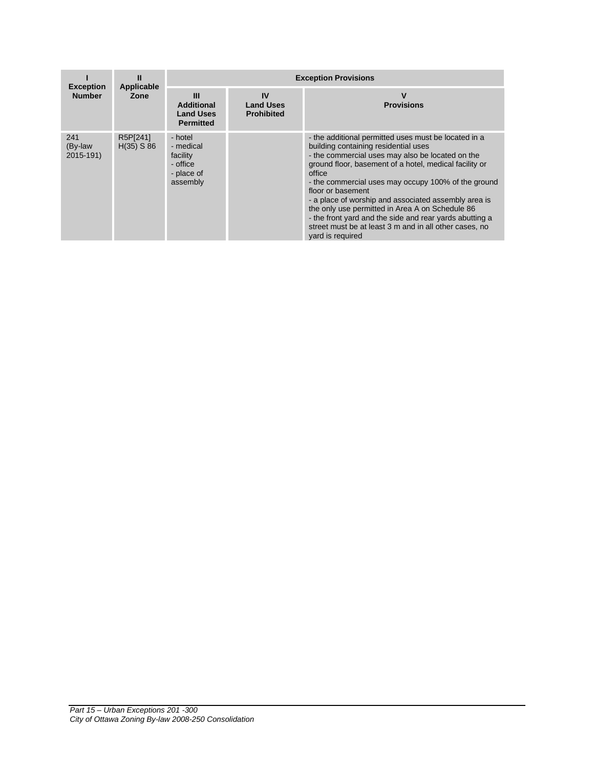| I<br>Exception Number | II<br>Applicable Zone | Exception Provisions | | |
|---|---|---|---|---|
| | | III<br>Additional Land Uses Permitted | IV<br>Land Uses Prohibited | V<br>Provisions |
| 241<br>(By-law 2015-191) | R5P[241] H(35) S 86 | - hotel<br>- medical facility<br>- office<br>- place of assembly | | - the additional permitted uses must be located in a building containing residential uses<br>- the commercial uses may also be located on the ground floor, basement of a hotel, medical facility or office<br>- the commercial uses may occupy 100% of the ground floor or basement<br>- a place of worship and associated assembly area is the only use permitted in Area A on Schedule 86<br>- the front yard and the side and rear yards abutting a street must be at least 3 m and in all other cases, no yard is required |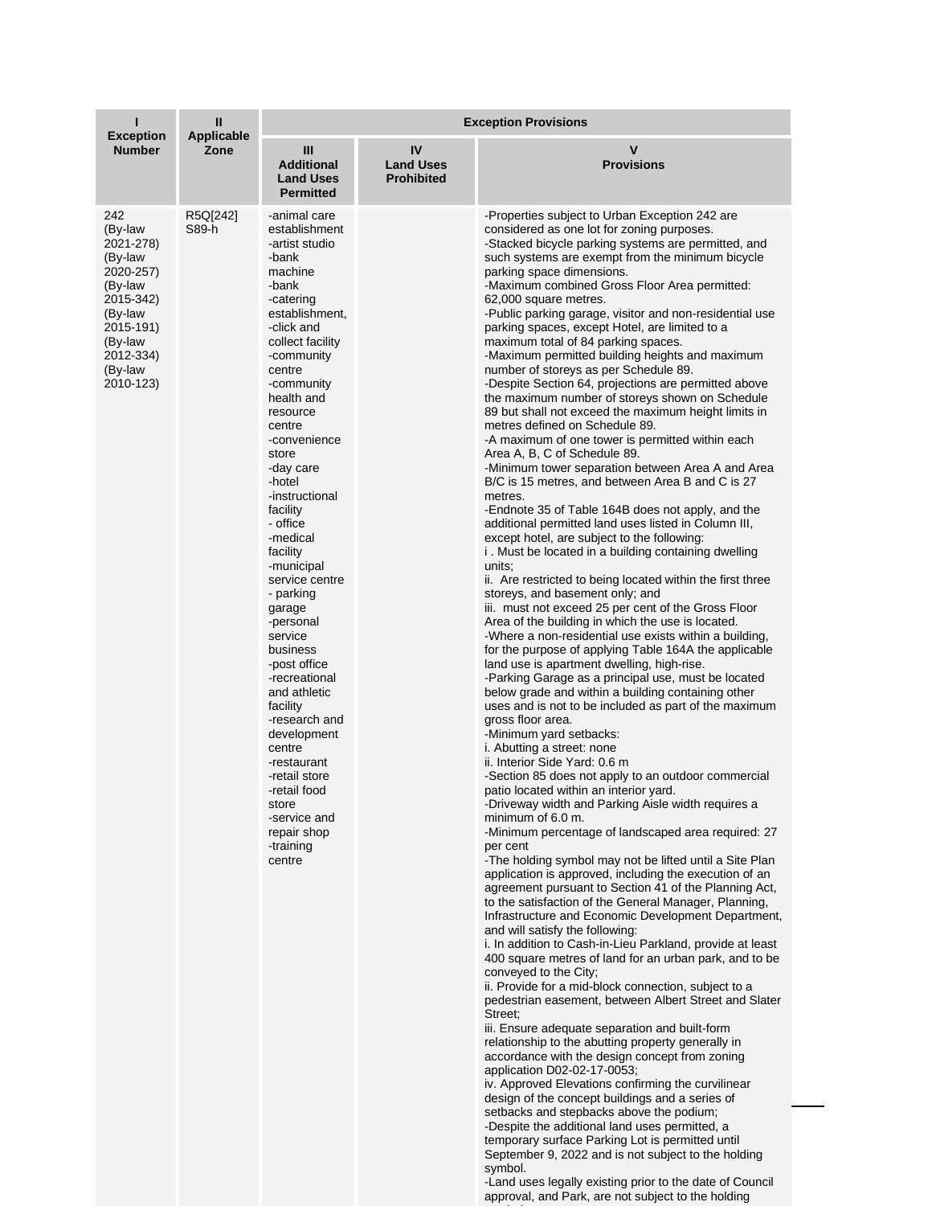| I<br>Exception Number | II<br>Applicable Zone | Exception Provisions | | |
|---|---|---|---|---|
| | | III<br>Additional Land Uses Permitted | IV<br>Land Uses Prohibited | V<br>Provisions |
| 242<br>(By-law 2021-278)<br>(By-law 2020-257)<br>(By-law 2015-342)<br>(By-law 2015-191)<br>(By-law 2012-334)<br>(By-law 2010-123) | R5Q[242] S89-h | -animal care establishment<br>-artist studio<br>-bank machine<br>-bank<br>-catering establishment,<br>-click and collect facility<br>-community centre<br>-community health and resource centre<br>-convenience store<br>-day care<br>-hotel<br>-instructional facility<br>- office<br>-medical facility<br>-municipal service centre<br>- parking garage<br>-personal service business<br>-post office<br>-recreational and athletic facility<br>-research and development centre<br>-restaurant<br>-retail store<br>-retail food store<br>-service and repair shop<br>-training centre | | -Properties subject to Urban Exception 242 are considered as one lot for zoning purposes.<br>-Stacked bicycle parking systems are permitted, and such systems are exempt from the minimum bicycle parking space dimensions.<br>-Maximum combined Gross Floor Area permitted: 62,000 square metres.<br>-Public parking garage, visitor and non-residential use parking spaces, except Hotel, are limited to a maximum total of 84 parking spaces.<br>-Maximum permitted building heights and maximum number of storeys as per Schedule 89.<br>-Despite Section 64, projections are permitted above the maximum number of storeys shown on Schedule 89 but shall not exceed the maximum height limits in metres defined on Schedule 89.<br>-A maximum of one tower is permitted within each Area A, B, C of Schedule 89.<br>-Minimum tower separation between Area A and Area B/C is 15 metres, and between Area B and C is 27 metres.<br>-Endnote 35 of Table 164B does not apply, and the additional permitted land uses listed in Column III, except hotel, are subject to the following:<br>i . Must be located in a building containing dwelling units;<br>ii. Are restricted to being located within the first three storeys, and basement only; and<br>iii. must not exceed 25 per cent of the Gross Floor Area of the building in which the use is located.<br>-Where a non-residential use exists within a building, for the purpose of applying Table 164A the applicable land use is apartment dwelling, high-rise.<br>-Parking Garage as a principal use, must be located below grade and within a building containing other uses and is not to be included as part of the maximum gross floor area.<br>-Minimum yard setbacks:<br>i. Abutting a street: none<br>ii. Interior Side Yard: 0.6 m<br>-Section 85 does not apply to an outdoor commercial patio located within an interior yard.<br>-Driveway width and Parking Aisle width requires a minimum of 6.0 m.<br>-Minimum percentage of landscaped area required: 27 per cent<br>-The holding symbol may not be lifted until a Site Plan application is approved, including the execution of an agreement pursuant to Section 41 of the Planning Act, to the satisfaction of the General Manager, Planning, Infrastructure and Economic Development Department, and will satisfy the following:<br>i. In addition to Cash-in-Lieu Parkland, provide at least 400 square metres of land for an urban park, and to be conveyed to the City;<br>ii. Provide for a mid-block connection, subject to a pedestrian easement, between Albert Street and Slater Street;<br>iii. Ensure adequate separation and built-form relationship to the abutting property generally in accordance with the design concept from zoning application D02-02-17-0053;<br>iv. Approved Elevations confirming the curvilinear design of the concept buildings and a series of setbacks and stepbacks above the podium;<br>-Despite the additional land uses permitted, a temporary surface Parking Lot is permitted until September 9, 2022 and is not subject to the holding symbol.<br>-Land uses legally existing prior to the date of Council approval, and Park, are not subject to the holding |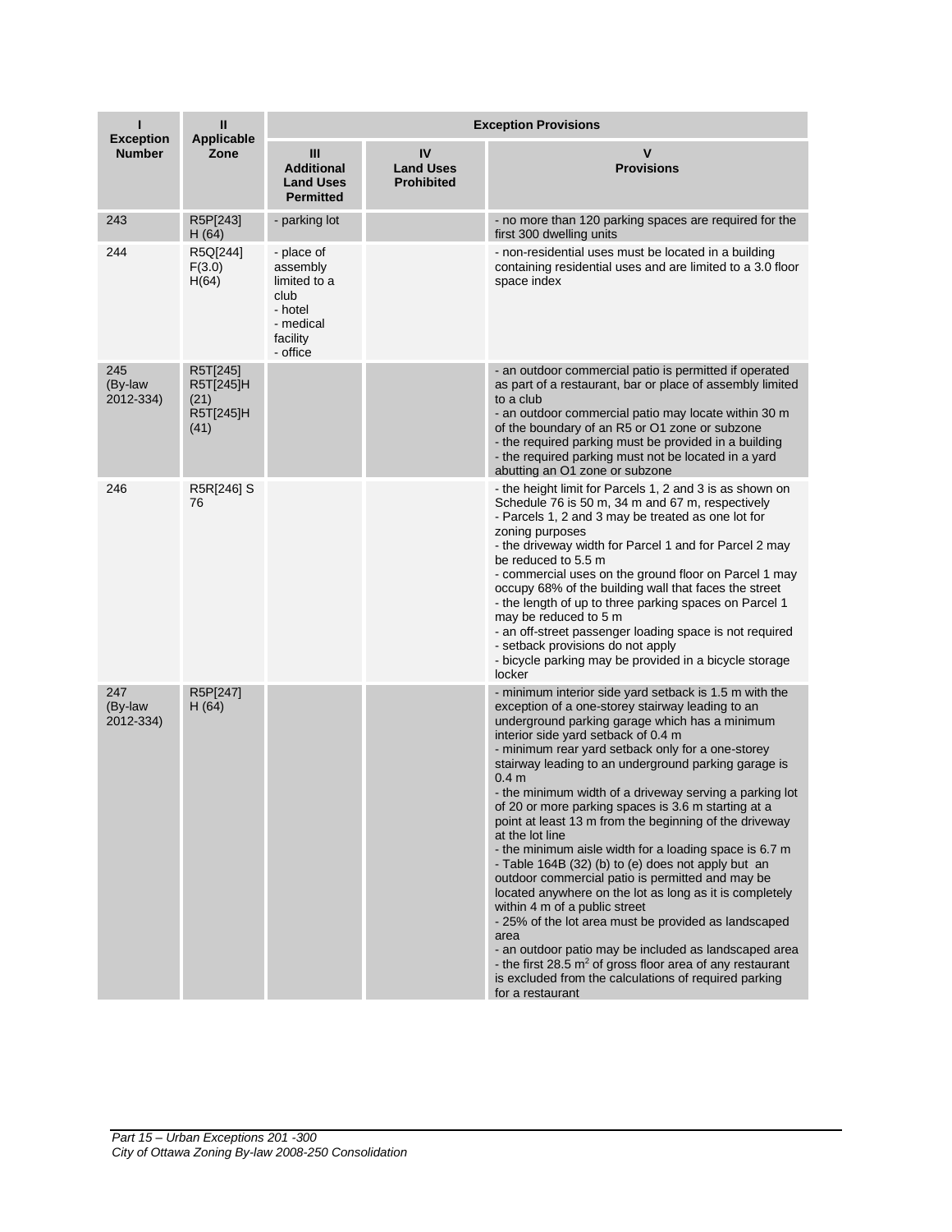| I<br>Exception Number | II<br>Applicable Zone | Exception Provisions | | |
|---|---|---|---|---|
| | | III<br>Additional Land Uses Permitted | IV<br>Land Uses Prohibited | V<br>Provisions |
| 243 | R5P[243] H (64) | - parking lot | | - no more than 120 parking spaces are required for the first 300 dwelling units |
| 244 | R5Q[244] F(3.0) H(64) | - place of assembly limited to a club<br>- hotel<br>- medical facility<br>- office | | - non-residential uses must be located in a building containing residential uses and are limited to a 3.0 floor space index |
| 245 (By-law 2012-334) | R5T[245] R5T[245]H (21) R5T[245]H (41) | | | - an outdoor commercial patio is permitted if operated as part of a restaurant, bar or place of assembly limited to a club<br>- an outdoor commercial patio may locate within 30 m of the boundary of an R5 or O1 zone or subzone<br>- the required parking must be provided in a building<br>- the required parking must not be located in a yard abutting an O1 zone or subzone |
| 246 | R5R[246] S 76 | | | - the height limit for Parcels 1, 2 and 3 is as shown on Schedule 76 is 50 m, 34 m and 67 m, respectively<br>- Parcels 1, 2 and 3 may be treated as one lot for zoning purposes<br>- the driveway width for Parcel 1 and for Parcel 2 may be reduced to 5.5 m<br>- commercial uses on the ground floor on Parcel 1 may occupy 68% of the building wall that faces the street<br>- the length of up to three parking spaces on Parcel 1 may be reduced to 5 m<br>- an off-street passenger loading space is not required<br>- setback provisions do not apply<br>- bicycle parking may be provided in a bicycle storage locker |
| 247 (By-law 2012-334) | R5P[247] H (64) | | | - minimum interior side yard setback is 1.5 m with the exception of a one-storey stairway leading to an underground parking garage which has a minimum interior side yard setback of 0.4 m<br>- minimum rear yard setback only for a one-storey stairway leading to an underground parking garage is 0.4 m<br>- the minimum width of a driveway serving a parking lot of 20 or more parking spaces is 3.6 m starting at a point at least 13 m from the beginning of the driveway at the lot line<br>- the minimum aisle width for a loading space is 6.7 m<br>- Table 164B (32) (b) to (e) does not apply but an outdoor commercial patio is permitted and may be located anywhere on the lot as long as it is completely within 4 m of a public street<br>- 25% of the lot area must be provided as landscaped area<br>- an outdoor patio may be included as landscaped area<br>- the first 28.5 $m^2$ of gross floor area of any restaurant is excluded from the calculations of required parking for a restaurant |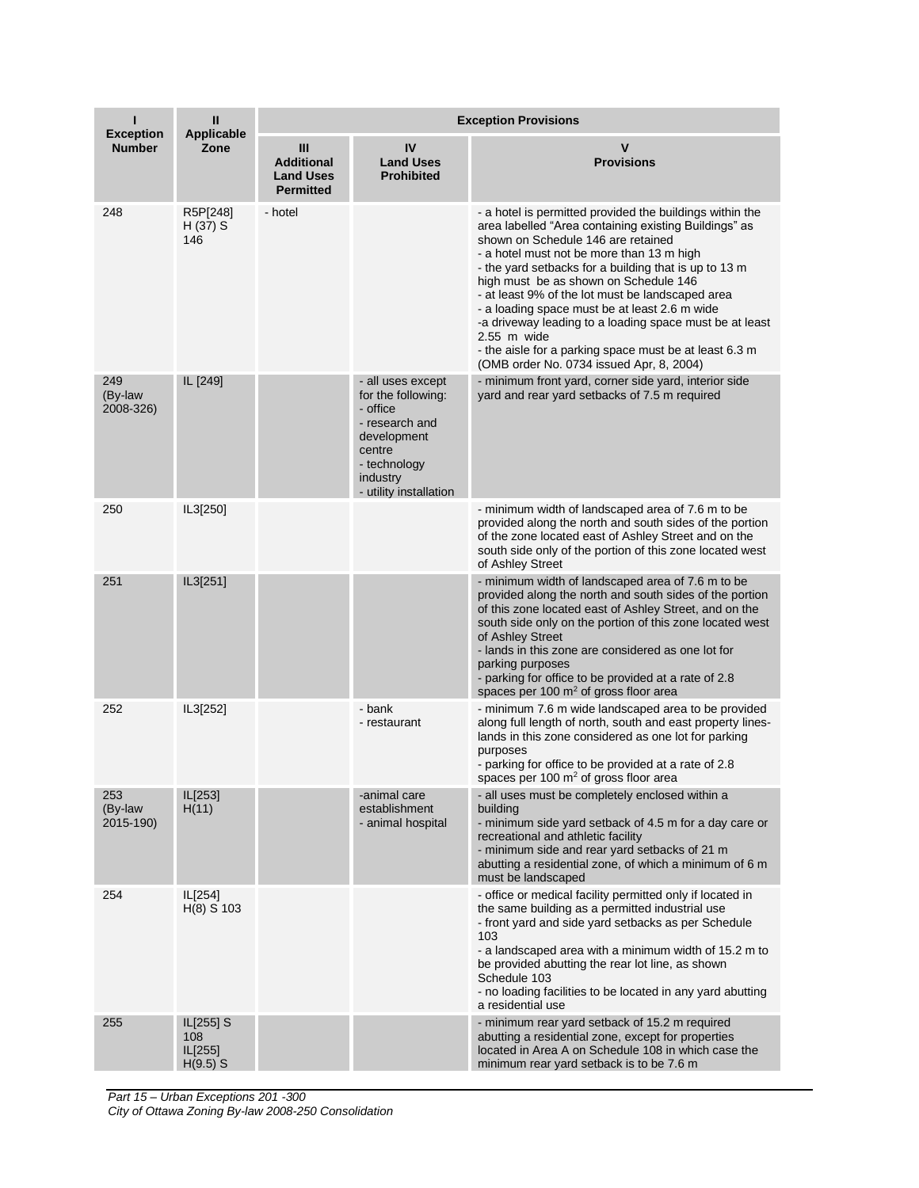| I<br>Exception Number | II<br>Applicable Zone | Exception Provisions | | |
|---|---|---|---|---|
| | | III<br>Additional Land Uses Permitted | IV<br>Land Uses Prohibited | V<br>Provisions |
| 248 | R5P[248] H (37) S 146 | - hotel | | - a hotel is permitted provided the buildings within the area labelled "Area containing existing Buildings" as shown on Schedule 146 are retained<br>- a hotel must not be more than 13 m high<br>- the yard setbacks for a building that is up to 13 m high must be as shown on Schedule 146<br>- at least 9% of the lot must be landscaped area<br>- a loading space must be at least 2.6 m wide<br>-a driveway leading to a loading space must be at least 2.55 m wide<br>- the aisle for a parking space must be at least 6.3 m (OMB order No. 0734 issued Apr, 8, 2004) |
| 249 (By-law 2008-326) | IL [249] | | - all uses except for the following:<br>- office<br>- research and development centre<br>- technology industry<br>- utility installation | - minimum front yard, corner side yard, interior side yard and rear yard setbacks of 7.5 m required |
| 250 | IL3[250] | | | - minimum width of landscaped area of 7.6 m to be provided along the north and south sides of the portion of the zone located east of Ashley Street and on the south side only of the portion of this zone located west of Ashley Street |
| 251 | IL3[251] | | | - minimum width of landscaped area of 7.6 m to be provided along the north and south sides of the portion of this zone located east of Ashley Street, and on the south side only on the portion of this zone located west of Ashley Street<br>- lands in this zone are considered as one lot for parking purposes<br>- parking for office to be provided at a rate of 2.8 spaces per 100 m² of gross floor area |
| 252 | IL3[252] | | - bank<br>- restaurant | - minimum 7.6 m wide landscaped area to be provided along full length of north, south and east property lines- lands in this zone considered as one lot for parking purposes<br>- parking for office to be provided at a rate of 2.8 spaces per 100 m² of gross floor area |
| 253 (By-law 2015-190) | IL[253] H(11) | | -animal care establishment<br>- animal hospital | - all uses must be completely enclosed within a building<br>- minimum side yard setback of 4.5 m for a day care or recreational and athletic facility<br>- minimum side and rear yard setbacks of 21 m abutting a residential zone, of which a minimum of 6 m must be landscaped |
| 254 | IL[254] H(8) S 103 | | | - office or medical facility permitted only if located in the same building as a permitted industrial use<br>- front yard and side yard setbacks as per Schedule 103<br>- a landscaped area with a minimum width of 15.2 m to be provided abutting the rear lot line, as shown Schedule 103<br>- no loading facilities to be located in any yard abutting a residential use |
| 255 | IL[255] S 108<br>IL[255] H(9.5) S | | | - minimum rear yard setback of 15.2 m required abutting a residential zone, except for properties located in Area A on Schedule 108 in which case the minimum rear yard setback is to be 7.6 m |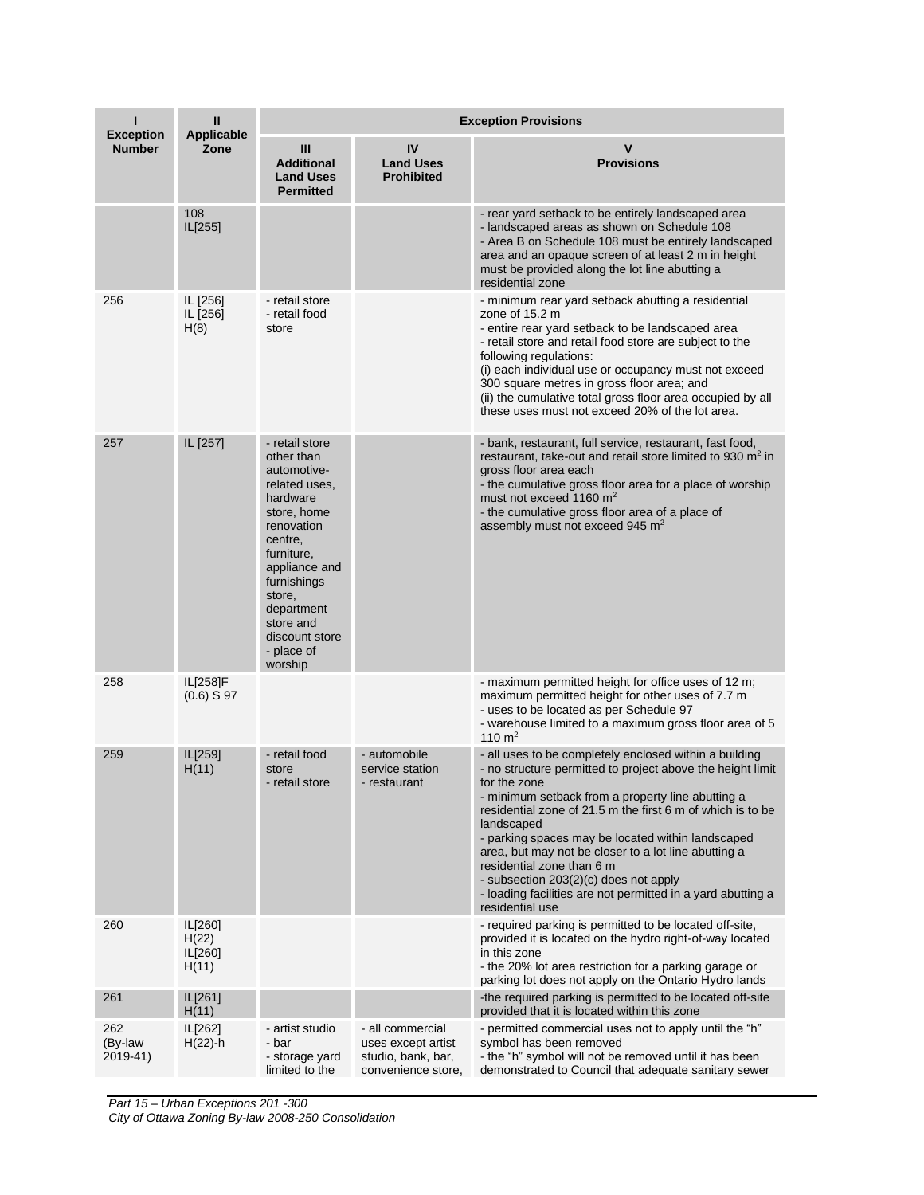| I<br>Exception Number | II<br>Applicable Zone | Exception Provisions | | |
|---|---|---|---|---|
| | | III<br>Additional Land Uses Permitted | IV<br>Land Uses Prohibited | V<br>Provisions |
| | 108<br>IL[255] | | | - rear yard setback to be entirely landscaped area<br>- landscaped areas as shown on Schedule 108<br>- Area B on Schedule 108 must be entirely landscaped area and an opaque screen of at least 2 m in height must be provided along the lot line abutting a residential zone |
| 256 | IL [256]<br>IL [256] H(8) | - retail store<br>- retail food store | | - minimum rear yard setback abutting a residential zone of 15.2 m<br>- entire rear yard setback to be landscaped area<br>- retail store and retail food store are subject to the following regulations:<br>(i) each individual use or occupancy must not exceed 300 square metres in gross floor area; and<br>(ii) the cumulative total gross floor area occupied by all these uses must not exceed 20% of the lot area. |
| 257 | IL [257] | - retail store other than automotive-related uses, hardware store, home renovation centre, furniture, appliance and furnishings store, department store and discount store<br>- place of worship | | - bank, restaurant, full service, restaurant, fast food, restaurant, take-out and retail store limited to 930 $m^2$ in gross floor area each<br>- the cumulative gross floor area for a place of worship must not exceed 1160 $m^2$<br>- the cumulative gross floor area of a place of assembly must not exceed 945 $m^2$ |
| 258 | IL[258]F (0.6) S 97 | | | - maximum permitted height for office uses of 12 m; maximum permitted height for other uses of 7.7 m<br>- uses to be located as per Schedule 97<br>- warehouse limited to a maximum gross floor area of 5 110 $m^2$ |
| 259 | IL[259] H(11) | - retail food store<br>- retail store | - automobile service station<br>- restaurant | - all uses to be completely enclosed within a building<br>- no structure permitted to project above the height limit for the zone<br>- minimum setback from a property line abutting a residential zone of 21.5 m the first 6 m of which is to be landscaped<br>- parking spaces may be located within landscaped area, but may not be closer to a lot line abutting a residential zone than 6 m<br>- subsection 203(2)(c) does not apply<br>- loading facilities are not permitted in a yard abutting a residential use |
| 260 | IL[260] H(22)<br>IL[260] H(11) | | | - required parking is permitted to be located off-site, provided it is located on the hydro right-of-way located in this zone<br>- the 20% lot area restriction for a parking garage or parking lot does not apply on the Ontario Hydro lands |
| 261 | IL[261] H(11) | | | -the required parking is permitted to be located off-site provided that it is located within this zone |
| 262 (By-law 2019-41) | IL[262] H(22)-h | - artist studio<br>- bar<br>- storage yard limited to the | - all commercial uses except artist studio, bank, bar, convenience store, | - permitted commercial uses not to apply until the "h" symbol has been removed<br>- the "h" symbol will not be removed until it has been demonstrated to Council that adequate sanitary sewer |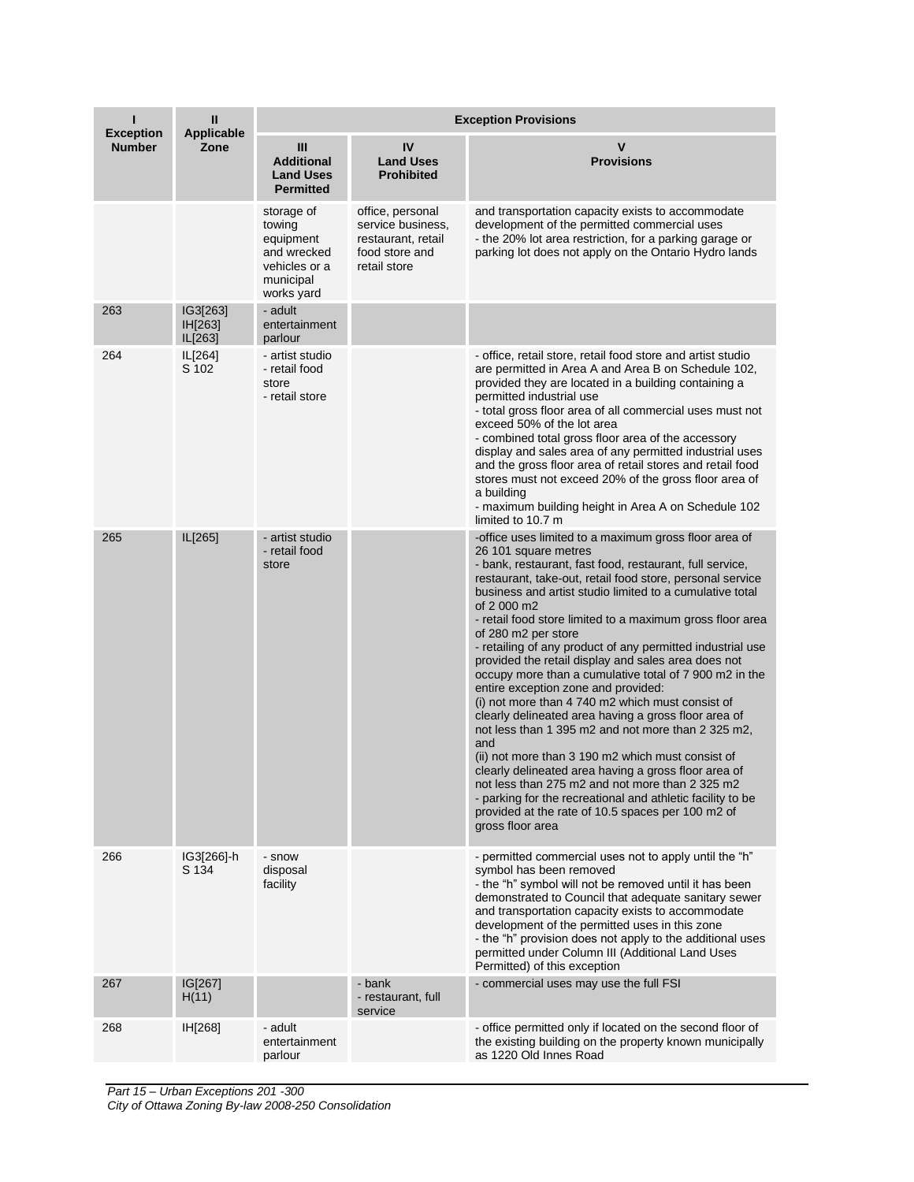| I<br>Exception Number | II<br>Applicable Zone | Exception Provisions | | |
|---|---|---|---|---|
| | | III<br>Additional Land Uses Permitted | IV<br>Land Uses Prohibited | V<br>Provisions |
| | | storage of towing equipment and wrecked vehicles or a municipal works yard | office, personal service business, restaurant, retail food store and retail store | and transportation capacity exists to accommodate development of the permitted commercial uses<br>- the 20% lot area restriction, for a parking garage or parking lot does not apply on the Ontario Hydro lands |
| 263 | IG3[263]<br>IH[263]<br>IL[263] | - adult entertainment parlour | | |
| 264 | IL[264]<br>S 102 | - artist studio<br>- retail food store<br>- retail store | | - office, retail store, retail food store and artist studio are permitted in Area A and Area B on Schedule 102, provided they are located in a building containing a permitted industrial use<br>- total gross floor area of all commercial uses must not exceed 50% of the lot area<br>- combined total gross floor area of the accessory display and sales area of any permitted industrial uses and the gross floor area of retail stores and retail food stores must not exceed 20% of the gross floor area of a building<br>- maximum building height in Area A on Schedule 102 limited to 10.7 m |
| 265 | IL[265] | - artist studio<br>- retail food store | | -office uses limited to a maximum gross floor area of 26 101 square metres<br>- bank, restaurant, fast food, restaurant, full service, restaurant, take-out, retail food store, personal service business and artist studio limited to a cumulative total of 2 000 m2<br>- retail food store limited to a maximum gross floor area of 280 m2 per store<br>- retailing of any product of any permitted industrial use provided the retail display and sales area does not occupy more than a cumulative total of 7 900 m2 in the entire exception zone and provided:<br>(i) not more than 4 740 m2 which must consist of clearly delineated area having a gross floor area of not less than 1 395 m2 and not more than 2 325 m2, and<br>(ii) not more than 3 190 m2 which must consist of clearly delineated area having a gross floor area of not less than 275 m2 and not more than 2 325 m2<br>- parking for the recreational and athletic facility to be provided at the rate of 10.5 spaces per 100 m2 of gross floor area |
| 266 | IG3[266]-h<br>S 134 | - snow disposal facility | | - permitted commercial uses not to apply until the "h" symbol has been removed<br>- the "h" symbol will not be removed until it has been demonstrated to Council that adequate sanitary sewer and transportation capacity exists to accommodate development of the permitted uses in this zone<br>- the "h" provision does not apply to the additional uses permitted under Column III (Additional Land Uses Permitted) of this exception |
| 267 | IG[267]<br>H(11) | | - bank<br>- restaurant, full service | - commercial uses may use the full FSI |
| 268 | IH[268] | - adult entertainment parlour | | - office permitted only if located on the second floor of the existing building on the property known municipally as 1220 Old Innes Road |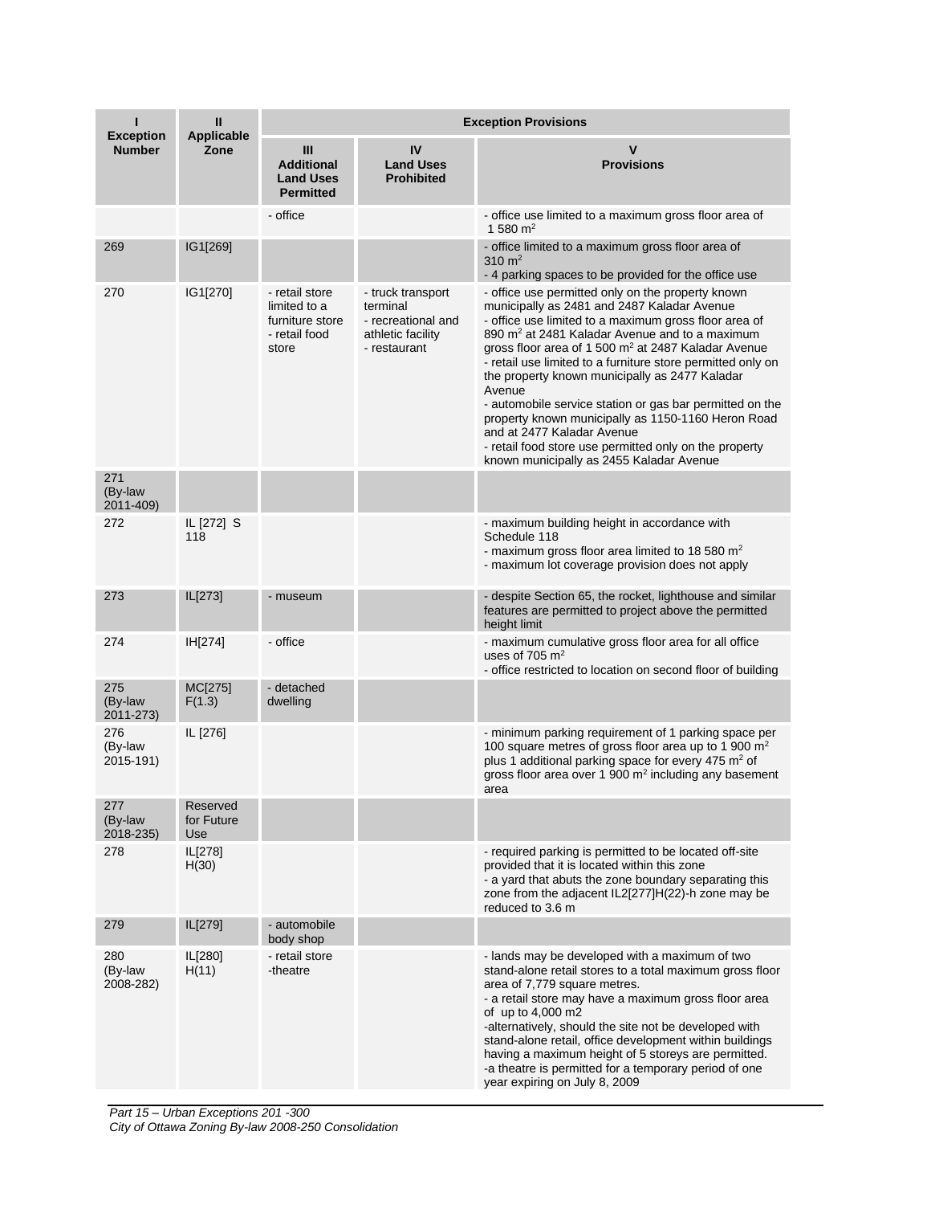| I<br>Exception Number | II<br>Applicable Zone | Exception Provisions | | |
|---|---|---|---|---|
| | | III<br>Additional Land Uses Permitted | IV<br>Land Uses Prohibited | V<br>Provisions |
| | | - office | | - office use limited to a maximum gross floor area of 1 580 m² |
| 269 | IG1[269] | | | - office limited to a maximum gross floor area of 310 m²<br>- 4 parking spaces to be provided for the office use |
| 270 | IG1[270] | - retail store limited to a furniture store<br>- retail food store | - truck transport terminal<br>- recreational and athletic facility<br>- restaurant | - office use permitted only on the property known municipally as 2481 and 2487 Kaladar Avenue<br>- office use limited to a maximum gross floor area of 890 m² at 2481 Kaladar Avenue and to a maximum gross floor area of 1 500 m² at 2487 Kaladar Avenue<br>- retail use limited to a furniture store permitted only on the property known municipally as 2477 Kaladar Avenue<br>- automobile service station or gas bar permitted on the property known municipally as 1150-1160 Heron Road and at 2477 Kaladar Avenue<br>- retail food store use permitted only on the property known municipally as 2455 Kaladar Avenue |
| 271<br>(By-law 2011-409) | | | | |
| 272 | IL [272] S 118 | | | - maximum building height in accordance with Schedule 118<br>- maximum gross floor area limited to 18 580 m²<br>- maximum lot coverage provision does not apply |
| 273 | IL[273] | - museum | | - despite Section 65, the rocket, lighthouse and similar features are permitted to project above the permitted height limit |
| 274 | IH[274] | - office | | - maximum cumulative gross floor area for all office uses of 705 m²<br>- office restricted to location on second floor of building |
| 275<br>(By-law 2011-273) | MC[275] F(1.3) | - detached dwelling | | |
| 276<br>(By-law 2015-191) | IL [276] | | | - minimum parking requirement of 1 parking space per 100 square metres of gross floor area up to 1 900 m² plus 1 additional parking space for every 475 m² of gross floor area over 1 900 m² including any basement area |
| 277<br>(By-law 2018-235) | Reserved for Future Use | | | |
| 278 | IL[278] H(30) | | | - required parking is permitted to be located off-site provided that it is located within this zone<br>- a yard that abuts the zone boundary separating this zone from the adjacent IL2[277]H(22)-h zone may be reduced to 3.6 m |
| 279 | IL[279] | - automobile body shop | | |
| 280<br>(By-law 2008-282) | IL[280] H(11) | - retail store<br>-theatre | | - lands may be developed with a maximum of two stand-alone retail stores to a total maximum gross floor area of 7,779 square metres.<br>- a retail store may have a maximum gross floor area of up to 4,000 m2<br>-alternatively, should the site not be developed with stand-alone retail, office development within buildings having a maximum height of 5 storeys are permitted.<br>-a theatre is permitted for a temporary period of one year expiring on July 8, 2009 |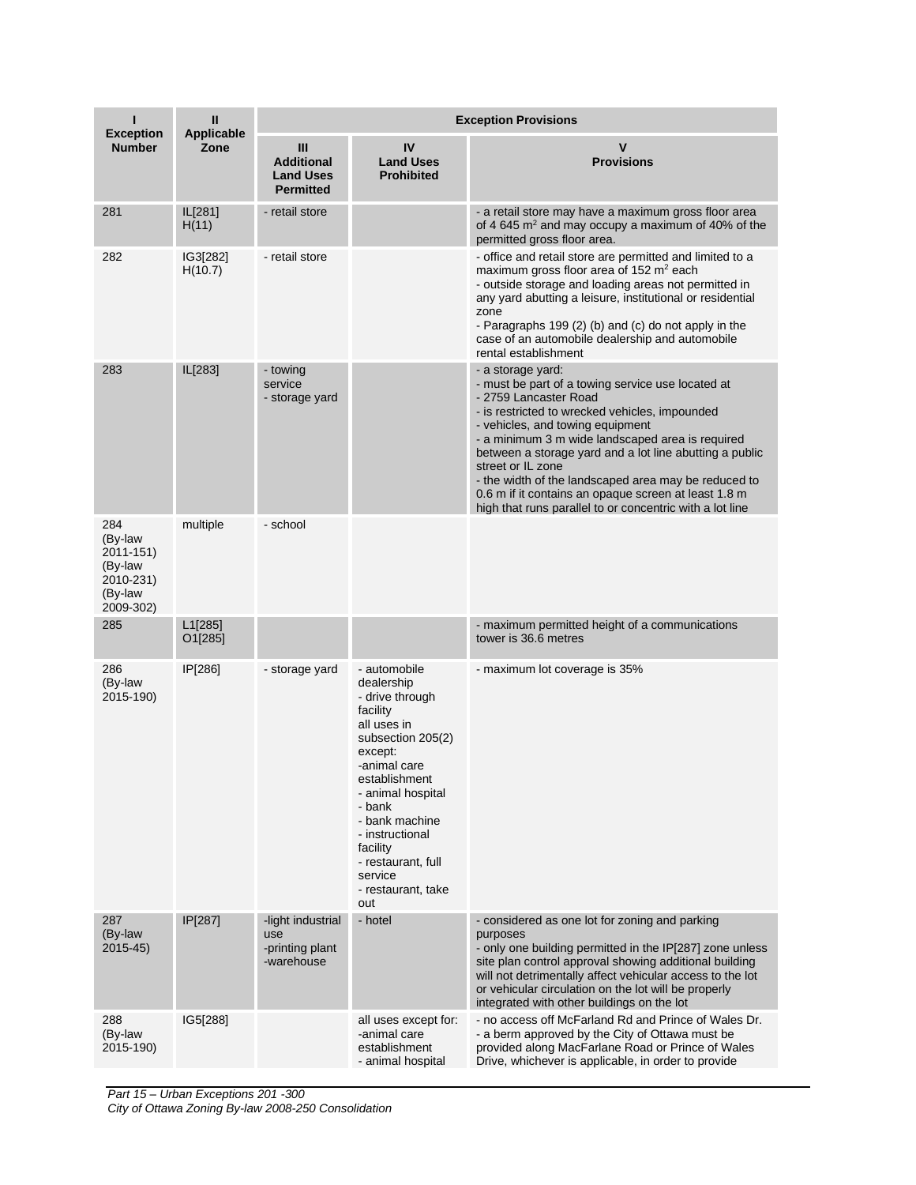| I<br>Exception Number | II<br>Applicable Zone | Exception Provisions | | |
|---|---|---|---|---|
| | | III<br>Additional Land Uses Permitted | IV<br>Land Uses Prohibited | V<br>Provisions |
| 281 | IL[281] H(11) | - retail store | | - a retail store may have a maximum gross floor area of 4 645 m$^2$ and may occupy a maximum of 40% of the permitted gross floor area. |
| 282 | IG3[282] H(10.7) | - retail store | | - office and retail store are permitted and limited to a maximum gross floor area of 152 m$^2$ each<br>- outside storage and loading areas not permitted in any yard abutting a leisure, institutional or residential zone<br>- Paragraphs 199 (2) (b) and (c) do not apply in the case of an automobile dealership and automobile rental establishment |
| 283 | IL[283] | - towing service<br>- storage yard | | - a storage yard:<br>- must be part of a towing service use located at<br>- 2759 Lancaster Road<br>- is restricted to wrecked vehicles, impounded<br>- vehicles, and towing equipment<br>- a minimum 3 m wide landscaped area is required between a storage yard and a lot line abutting a public street or IL zone<br>- the width of the landscaped area may be reduced to 0.6 m if it contains an opaque screen at least 1.8 m high that runs parallel to or concentric with a lot line |
| 284 (By-law 2011-151) (By-law 2010-231) (By-law 2009-302) | multiple | - school | | |
| 285 | L1[285] O1[285] | | | - maximum permitted height of a communications tower is 36.6 metres |
| 286 (By-law 2015-190) | IP[286] | - storage yard | - automobile dealership<br>- drive through facility<br>all uses in subsection 205(2) except:<br>-animal care establishment<br>- animal hospital<br>- bank<br>- bank machine<br>- instructional facility<br>- restaurant, full service<br>- restaurant, take out | - maximum lot coverage is 35% |
| 287 (By-law 2015-45) | IP[287] | -light industrial use<br>-printing plant<br>-warehouse | - hotel | - considered as one lot for zoning and parking purposes<br>- only one building permitted in the IP[287] zone unless site plan control approval showing additional building will not detrimentally affect vehicular access to the lot or vehicular circulation on the lot will be properly integrated with other buildings on the lot |
| 288 (By-law 2015-190) | IG5[288] | | all uses except for:<br>-animal care establishment<br>- animal hospital | - no access off McFarland Rd and Prince of Wales Dr.<br>- a berm approved by the City of Ottawa must be provided along MacFarlane Road or Prince of Wales Drive, whichever is applicable, in order to provide |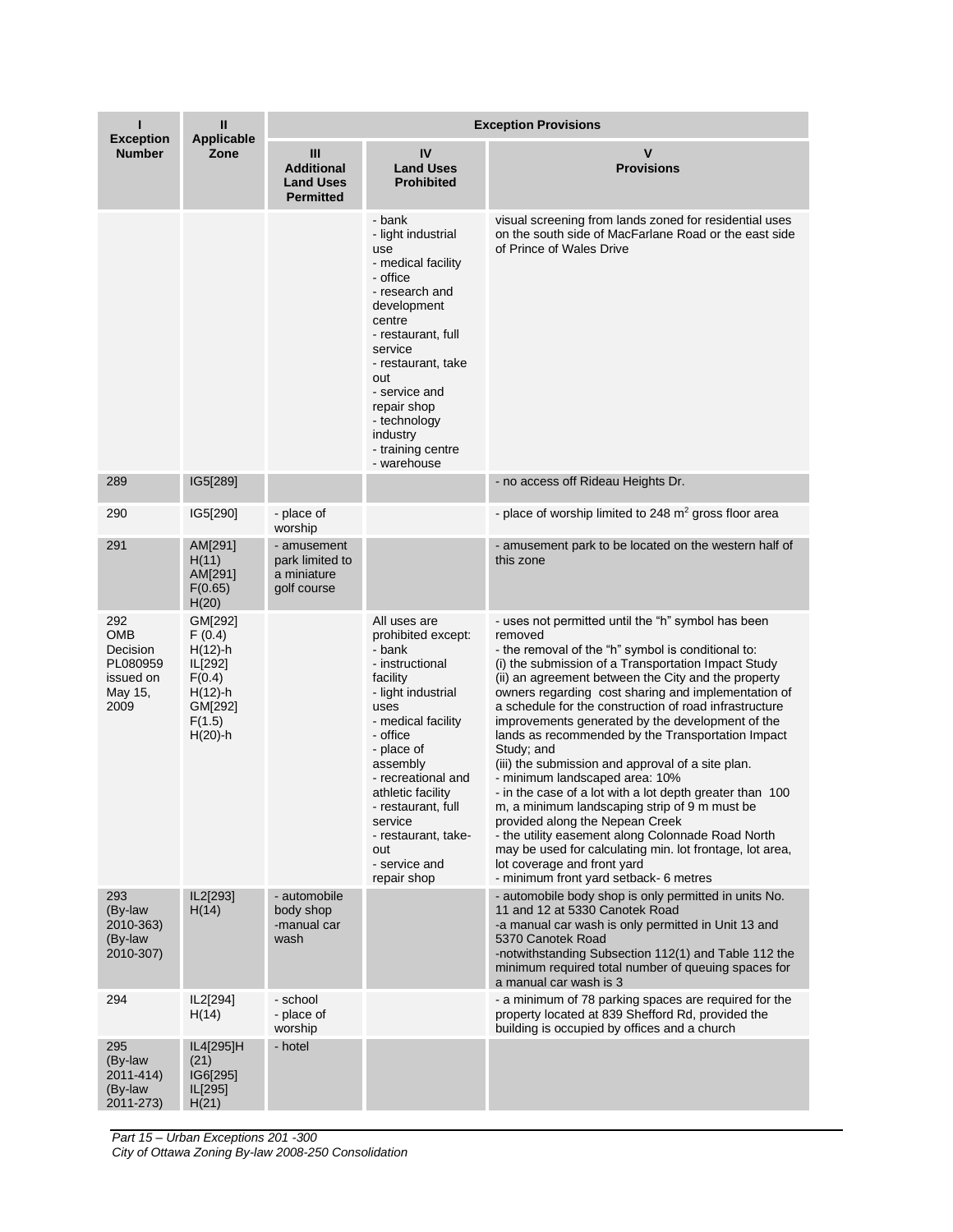| I Exception Number | II Applicable Zone | Exception Provisions | | |
|---|---|---|---|---|
| | | III Additional Land Uses Permitted | IV Land Uses Prohibited | V Provisions |
| | | | - bank<br>- light industrial use<br>- medical facility<br>- office<br>- research and development centre<br>- restaurant, full service<br>- restaurant, take out<br>- service and repair shop<br>- technology industry<br>- training centre<br>- warehouse | visual screening from lands zoned for residential uses on the south side of MacFarlane Road or the east side of Prince of Wales Drive |
| 289 | IG5[289] | | | - no access off Rideau Heights Dr. |
| 290 | IG5[290] | - place of worship | | - place of worship limited to 248 m$^2$ gross floor area |
| 291 | AM[291] H(11)<br>AM[291] F(0.65) H(20) | - amusement park limited to a miniature golf course | | - amusement park to be located on the western half of this zone |
| 292<br>OMB Decision PL080959 issued on May 15, 2009 | GM[292] F (0.4) H(12)-h<br>IL[292] F(0.4) H(12)-h<br>GM[292] F(1.5) H(20)-h | | All uses are prohibited except:<br>- bank<br>- instructional facility<br>- light industrial uses<br>- medical facility<br>- office<br>- place of assembly<br>- recreational and athletic facility<br>- restaurant, full service<br>- restaurant, take-out<br>- service and repair shop | - uses not permitted until the "h" symbol has been removed<br>- the removal of the "h" symbol is conditional to:<br>(i) the submission of a Transportation Impact Study<br>(ii) an agreement between the City and the property owners regarding cost sharing and implementation of a schedule for the construction of road infrastructure improvements generated by the development of the lands as recommended by the Transportation Impact Study; and<br>(iii) the submission and approval of a site plan.<br>- minimum landscaped area: 10%<br>- in the case of a lot with a lot depth greater than 100 m, a minimum landscaping strip of 9 m must be provided along the Nepean Creek<br>- the utility easement along Colonnade Road North may be used for calculating min. lot frontage, lot area, lot coverage and front yard<br>- minimum front yard setback- 6 metres |
| 293<br>(By-law 2010-363)<br>(By-law 2010-307) | IL2[293] H(14) | - automobile body shop<br>-manual car wash | | - automobile body shop is only permitted in units No. 11 and 12 at 5330 Canotek Road<br>-a manual car wash is only permitted in Unit 13 and 5370 Canotek Road<br>-notwithstanding Subsection 112(1) and Table 112 the minimum required total number of queuing spaces for a manual car wash is 3 |
| 294 | IL2[294] H(14) | - school<br>- place of worship | | - a minimum of 78 parking spaces are required for the property located at 839 Shefford Rd, provided the building is occupied by offices and a church |
| 295<br>(By-law 2011-414)<br>(By-law 2011-273) | IL4[295]H (21)<br>IG6[295]<br>IL[295] H(21) | - hotel | | |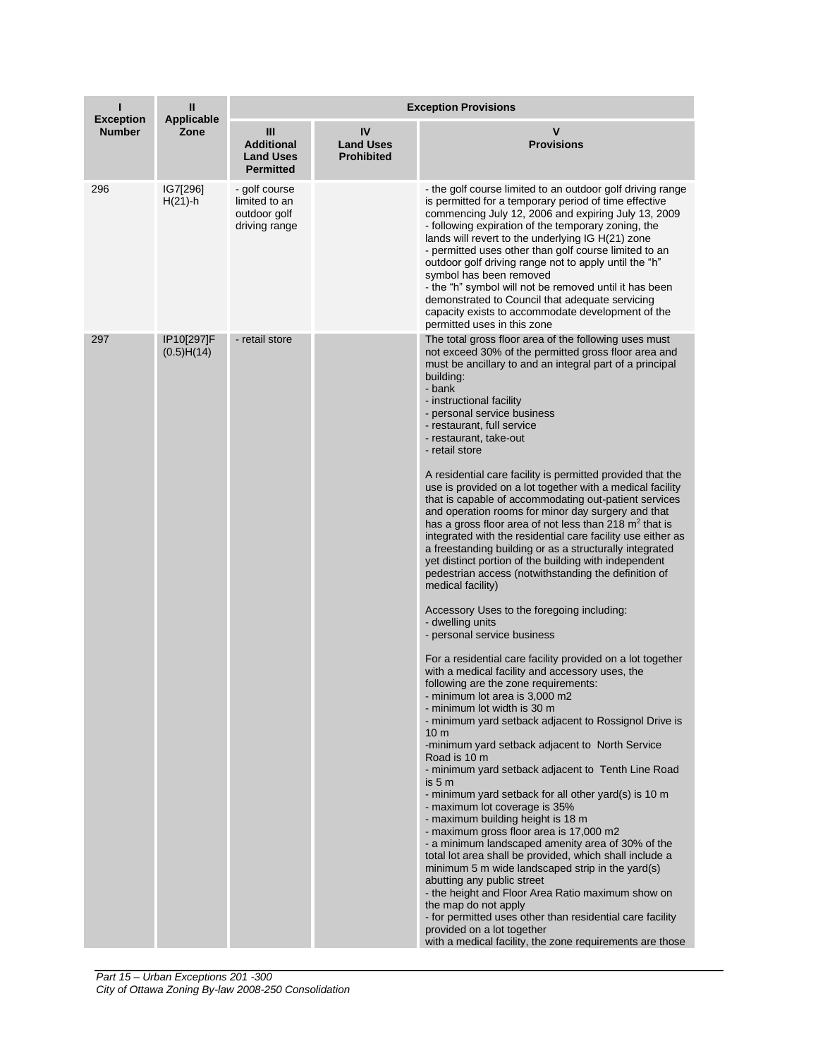| I<br>Exception Number | II<br>Applicable Zone | Exception Provisions | | |
|---|---|---|---|---|
| | | III<br>Additional Land Uses Permitted | IV<br>Land Uses Prohibited | V<br>Provisions |
| 296 | IG7[296] H(21)-h | - golf course limited to an outdoor golf driving range | | - the golf course limited to an outdoor golf driving range is permitted for a temporary period of time effective commencing July 12, 2006 and expiring July 13, 2009<br>- following expiration of the temporary zoning, the lands will revert to the underlying IG H(21) zone<br>- permitted uses other than golf course limited to an outdoor golf driving range not to apply until the "h" symbol has been removed<br>- the "h" symbol will not be removed until it has been demonstrated to Council that adequate servicing capacity exists to accommodate development of the permitted uses in this zone |
| 297 | IP10[297]F (0.5)H(14) | - retail store | | The total gross floor area of the following uses must not exceed 30% of the permitted gross floor area and must be ancillary to and an integral part of a principal building:<br>- bank<br>- instructional facility<br>- personal service business<br>- restaurant, full service<br>- restaurant, take-out<br>- retail store<br><br>A residential care facility is permitted provided that the use is provided on a lot together with a medical facility that is capable of accommodating out-patient services and operation rooms for minor day surgery and that has a gross floor area of not less than 218 m² that is integrated with the residential care facility use either as a freestanding building or as a structurally integrated yet distinct portion of the building with independent pedestrian access (notwithstanding the definition of medical facility)<br><br>Accessory Uses to the foregoing including:<br>- dwelling units<br>- personal service business<br><br>For a residential care facility provided on a lot together with a medical facility and accessory uses, the following are the zone requirements:<br>- minimum lot area is 3,000 m2<br>- minimum lot width is 30 m<br>- minimum yard setback adjacent to Rossignol Drive is 10 m<br>-minimum yard setback adjacent to North Service Road is 10 m<br>- minimum yard setback adjacent to Tenth Line Road is 5 m<br>- minimum yard setback for all other yard(s) is 10 m<br>- maximum lot coverage is 35%<br>- maximum building height is 18 m<br>- maximum gross floor area is 17,000 m2<br>- a minimum landscaped amenity area of 30% of the total lot area shall be provided, which shall include a minimum 5 m wide landscaped strip in the yard(s) abutting any public street<br>- the height and Floor Area Ratio maximum show on the map do not apply<br>- for permitted uses other than residential care facility provided on a lot together with a medical facility, the zone requirements are those |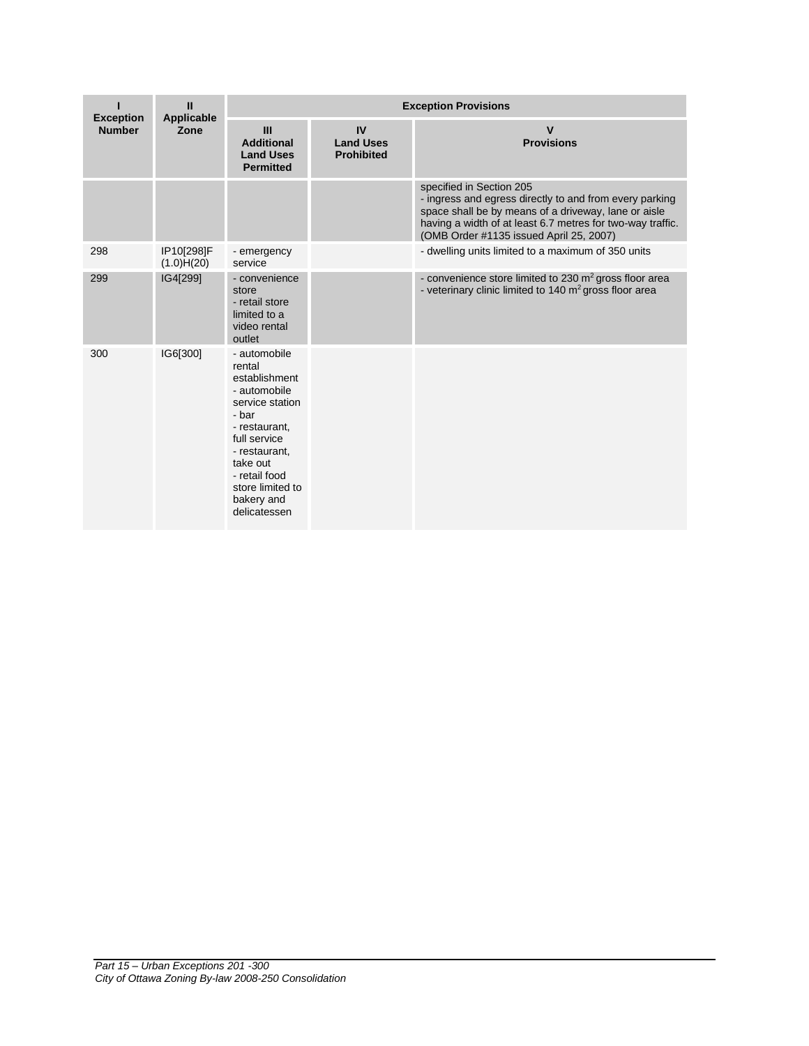| I<br>Exception Number | II<br>Applicable Zone | Exception Provisions | | |
|---|---|---|---|---|
| | | III<br>Additional Land Uses Permitted | IV<br>Land Uses Prohibited | V<br>Provisions |
| | | | | specified in Section 205<br>- ingress and egress directly to and from every parking space shall be by means of a driveway, lane or aisle having a width of at least 6.7 metres for two-way traffic. (OMB Order #1135 issued April 25, 2007) |
| 298 | IP10[298]F (1.0)H(20) | - emergency service | | - dwelling units limited to a maximum of 350 units |
| 299 | IG4[299] | - convenience store<br>- retail store limited to a video rental outlet | | - convenience store limited to 230 $m^2$ gross floor area<br>- veterinary clinic limited to 140 $m^2$ gross floor area |
| 300 | IG6[300] | - automobile rental establishment<br>- automobile service station<br>- bar<br>- restaurant, full service<br>- restaurant, take out<br>- retail food store limited to bakery and delicatessen | | |